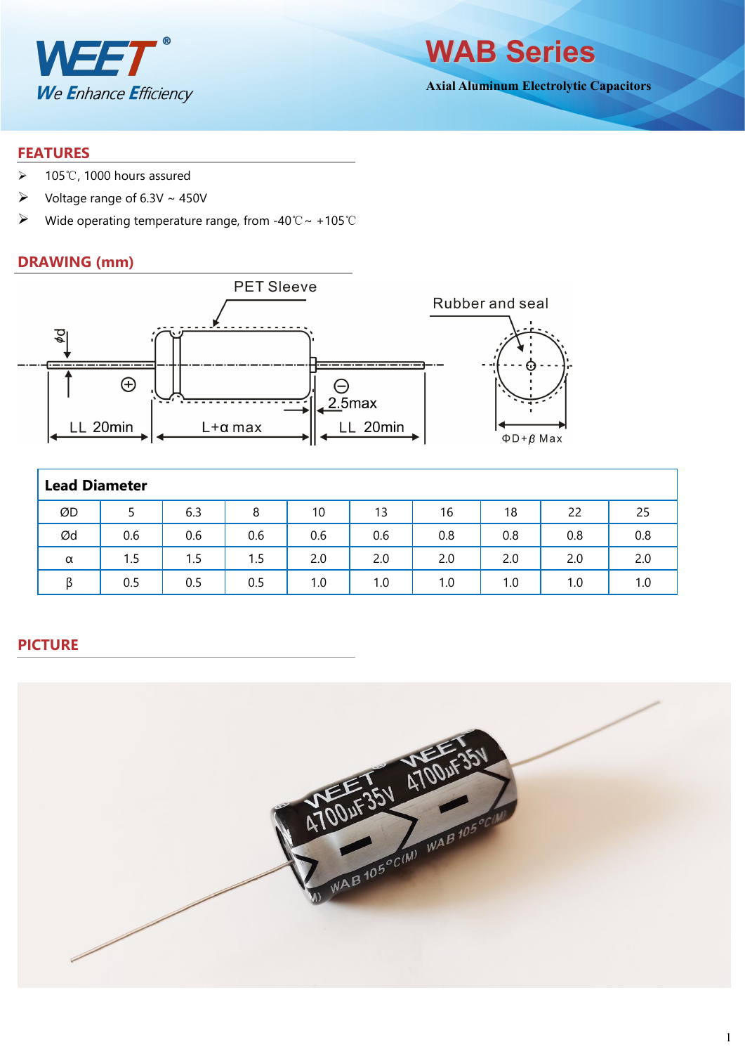# WAB Series

**Axial Aluminum Electrolytic Capacitors**

## FEATURES

- 105℃, 1000 hours assured
- Voltage range of 6.3V ~ 450V
- Wide operating temperature range, from -40℃ ~ +105℃

## DRAWING (mm)

PET Sleeve

Rubber and seal

ϕd

⊕ ⊖

2.5max

LL 20min　L+α max　LL 20min

ΦD+β Max

| Lead Diameter | | | | | | | | | |
|---|---|---|---|---|---|---|---|---|---|
| ØD | 5 | 6.3 | 8 | 10 | 13 | 16 | 18 | 22 | 25 |
| Ød | 0.6 | 0.6 | 0.6 | 0.6 | 0.6 | 0.8 | 0.8 | 0.8 | 0.8 |
| α | 1.5 | 1.5 | 1.5 | 2.0 | 2.0 | 2.0 | 2.0 | 2.0 | 2.0 |
| β | 0.5 | 0.5 | 0.5 | 1.0 | 1.0 | 1.0 | 1.0 | 1.0 | 1.0 |

## PICTURE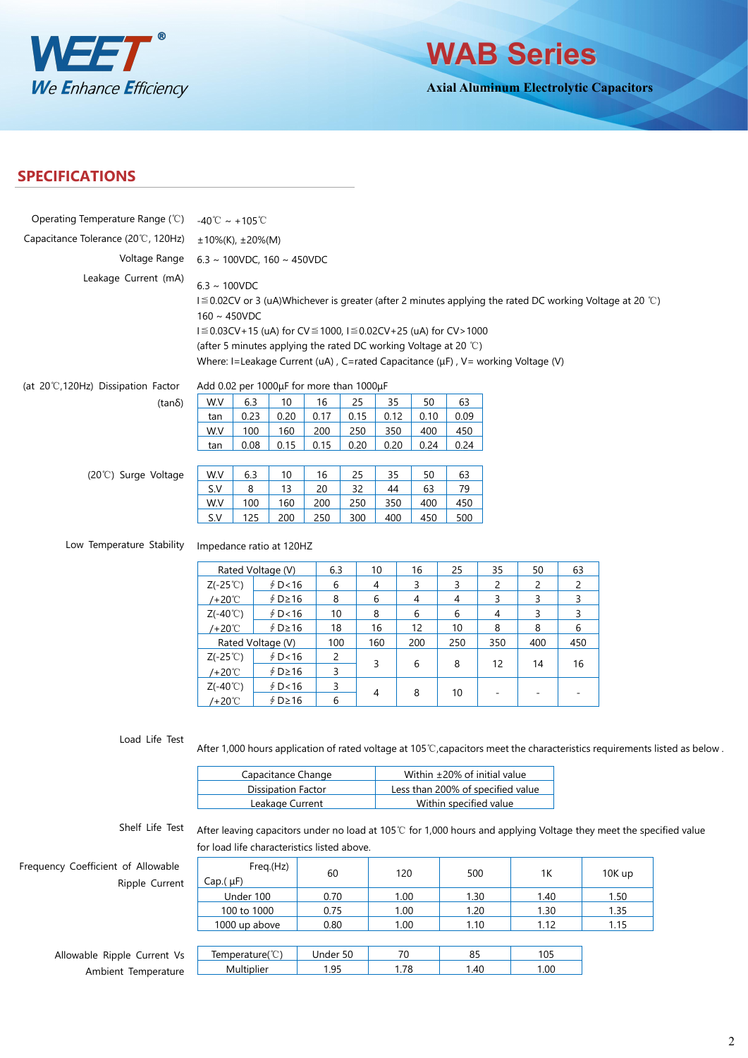# SPECIFICATIONS

**Operating Temperature Range (℃)**: -40℃ ~ +105℃

**Capacitance Tolerance (20℃, 120Hz)**: ±10%(K), ±20%(M)

**Voltage Range**: 6.3 ~ 100VDC, 160 ~ 450VDC

**Leakage Current (mA)**:

6.3 ~ 100VDC
I≦0.02CV or 3 (uA)Whichever is greater (after 2 minutes applying the rated DC working Voltage at 20 ℃)
160 ~ 450VDC
I≦0.03CV+15 (uA) for CV≦1000, I≦0.02CV+25 (uA) for CV>1000
(after 5 minutes applying the rated DC working Voltage at 20 ℃)
Where: I=Leakage Current (uA) , C=rated Capacitance (μF) , V= working Voltage (V)

**(at 20℃,120Hz) Dissipation Factor (tanδ)**

Add 0.02 per 1000μF for more than 1000μF

| W.V | 6.3 | 10 | 16 | 25 | 35 | 50 | 63 |
|---|---|---|---|---|---|---|---|
| tan | 0.23 | 0.20 | 0.17 | 0.15 | 0.12 | 0.10 | 0.09 |
| W.V | 100 | 160 | 200 | 250 | 350 | 400 | 450 |
| tan | 0.08 | 0.15 | 0.15 | 0.20 | 0.20 | 0.24 | 0.24 |

**(20℃) Surge Voltage**

| W.V | 6.3 | 10 | 16 | 25 | 35 | 50 | 63 |
|---|---|---|---|---|---|---|---|
| S.V | 8 | 13 | 20 | 32 | 44 | 63 | 79 |
| W.V | 100 | 160 | 200 | 250 | 350 | 400 | 450 |
| S.V | 125 | 200 | 250 | 300 | 400 | 450 | 500 |

**Low Temperature Stability**

Impedance ratio at 120HZ

| Rated Voltage (V) | | 6.3 | 10 | 16 | 25 | 35 | 50 | 63 |
|---|---|---|---|---|---|---|---|---|
| Z(-25℃)/+20℃ | ∮D<16 | 6 | 4 | 3 | 3 | 2 | 2 | 2 |
| | ∮D≥16 | 8 | 6 | 4 | 4 | 3 | 3 | 3 |
| Z(-40℃)/+20℃ | ∮D<16 | 10 | 8 | 6 | 6 | 4 | 3 | 3 |
| | ∮D≥16 | 18 | 16 | 12 | 10 | 8 | 8 | 6 |
| Rated Voltage (V) | | 100 | 160 | 200 | 250 | 350 | 400 | 450 |
| Z(-25℃)/+20℃ | ∮D<16 | 2 | 3 | 6 | 8 | 12 | 14 | 16 |
| | ∮D≥16 | 3 | | | | | | |
| Z(-40℃)/+20℃ | ∮D<16 | 3 | 4 | 8 | 10 | - | - | - |
| | ∮D≥16 | 6 | | | | | | |

**Load Life Test**

After 1,000 hours application of rated voltage at 105℃,capacitors meet the characteristics requirements listed as below .

| Capacitance Change | Within ±20% of initial value |
|---|---|
| Dissipation Factor | Less than 200% of specified value |
| Leakage Current | Within specified value |

**Shelf Life Test**

After leaving capacitors under no load at 105℃ for 1,000 hours and applying Voltage they meet the specified value for load life characteristics listed above.

**Frequency Coefficient of Allowable Ripple Current**

| Cap.( μF) \ Freq.(Hz) | 60 | 120 | 500 | 1K | 10K up |
|---|---|---|---|---|---|
| Under 100 | 0.70 | 1.00 | 1.30 | 1.40 | 1.50 |
| 100 to 1000 | 0.75 | 1.00 | 1.20 | 1.30 | 1.35 |
| 1000 up above | 0.80 | 1.00 | 1.10 | 1.12 | 1.15 |

**Allowable Ripple Current Vs Ambient Temperature**

| Temperature(℃) | Under 50 | 70 | 85 | 105 |
|---|---|---|---|---|
| Multiplier | 1.95 | 1.78 | 1.40 | 1.00 |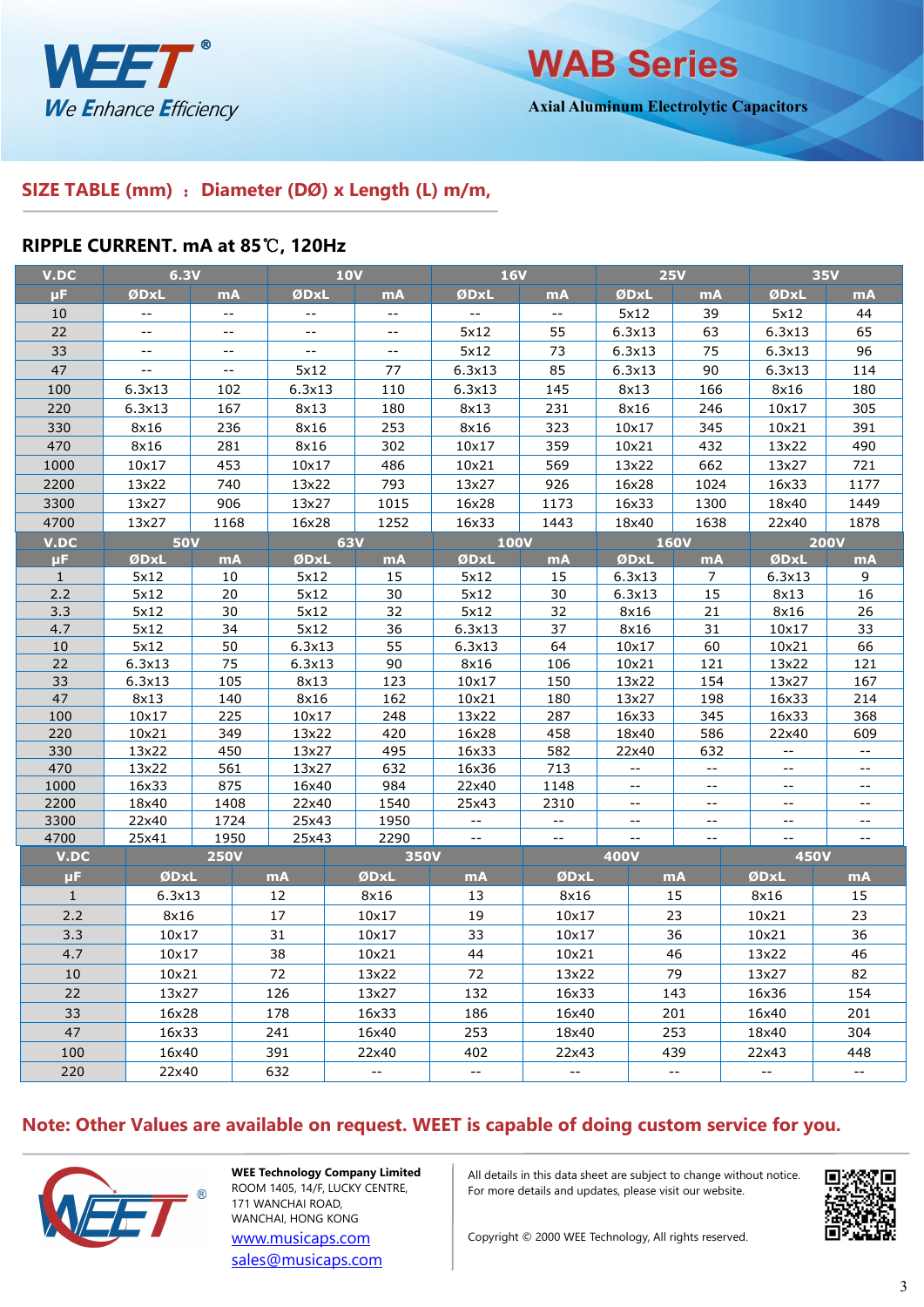WEET® We Enhance Efficiency

# WAB Series

**Axial Aluminum Electrolytic Capacitors**

## SIZE TABLE (mm) ： Diameter (DØ) x Length (L) m/m,

### RIPPLE CURRENT. mA at 85℃, 120Hz

| V.DC | 6.3V | | 10V | | 16V | | 25V | | 35V | |
|---|---|---|---|---|---|---|---|---|---|---|
| µF | ØDxL | mA | ØDxL | mA | ØDxL | mA | ØDxL | mA | ØDxL | mA |
| 10 | -- | -- | -- | -- | -- | -- | 5x12 | 39 | 5x12 | 44 |
| 22 | -- | -- | -- | -- | 5x12 | 55 | 6.3x13 | 63 | 6.3x13 | 65 |
| 33 | -- | -- | -- | -- | 5x12 | 73 | 6.3x13 | 75 | 6.3x13 | 96 |
| 47 | -- | -- | 5x12 | 77 | 6.3x13 | 85 | 6.3x13 | 90 | 6.3x13 | 114 |
| 100 | 6.3x13 | 102 | 6.3x13 | 110 | 6.3x13 | 145 | 8x13 | 166 | 8x16 | 180 |
| 220 | 6.3x13 | 167 | 8x13 | 180 | 8x13 | 231 | 8x16 | 246 | 10x17 | 305 |
| 330 | 8x16 | 236 | 8x16 | 253 | 8x16 | 323 | 10x17 | 345 | 10x21 | 391 |
| 470 | 8x16 | 281 | 8x16 | 302 | 10x17 | 359 | 10x21 | 432 | 13x22 | 490 |
| 1000 | 10x17 | 453 | 10x17 | 486 | 10x21 | 569 | 13x22 | 662 | 13x27 | 721 |
| 2200 | 13x22 | 740 | 13x22 | 793 | 13x27 | 926 | 16x28 | 1024 | 16x33 | 1177 |
| 3300 | 13x27 | 906 | 13x27 | 1015 | 16x28 | 1173 | 16x33 | 1300 | 18x40 | 1449 |
| 4700 | 13x27 | 1168 | 16x28 | 1252 | 16x33 | 1443 | 18x40 | 1638 | 22x40 | 1878 |
| V.DC | 50V | | 63V | | 100V | | 160V | | 200V | |
| µF | ØDxL | mA | ØDxL | mA | ØDxL | mA | ØDxL | mA | ØDxL | mA |
| 1 | 5x12 | 10 | 5x12 | 15 | 5x12 | 15 | 6.3x13 | 7 | 6.3x13 | 9 |
| 2.2 | 5x12 | 20 | 5x12 | 30 | 5x12 | 30 | 6.3x13 | 15 | 8x13 | 16 |
| 3.3 | 5x12 | 30 | 5x12 | 32 | 5x12 | 32 | 8x16 | 21 | 8x16 | 26 |
| 4.7 | 5x12 | 34 | 5x12 | 36 | 6.3x13 | 37 | 8x16 | 31 | 10x17 | 33 |
| 10 | 5x12 | 50 | 6.3x13 | 55 | 6.3x13 | 64 | 10x17 | 60 | 10x21 | 66 |
| 22 | 6.3x13 | 75 | 6.3x13 | 90 | 8x16 | 106 | 10x21 | 121 | 13x22 | 121 |
| 33 | 6.3x13 | 105 | 8x13 | 123 | 10x17 | 150 | 13x22 | 154 | 13x27 | 167 |
| 47 | 8x13 | 140 | 8x16 | 162 | 10x21 | 180 | 13x27 | 198 | 16x33 | 214 |
| 100 | 10x17 | 225 | 10x17 | 248 | 13x22 | 287 | 16x33 | 345 | 16x33 | 368 |
| 220 | 10x21 | 349 | 13x22 | 420 | 16x28 | 458 | 18x40 | 586 | 22x40 | 609 |
| 330 | 13x22 | 450 | 13x27 | 495 | 16x33 | 582 | 22x40 | 632 | -- | -- |
| 470 | 13x22 | 561 | 13x27 | 632 | 16x36 | 713 | -- | -- | -- | -- |
| 1000 | 16x33 | 875 | 16x40 | 984 | 22x40 | 1148 | -- | -- | -- | -- |
| 2200 | 18x40 | 1408 | 22x40 | 1540 | 25x43 | 2310 | -- | -- | -- | -- |
| 3300 | 22x40 | 1724 | 25x43 | 1950 | -- | -- | -- | -- | -- | -- |
| 4700 | 25x41 | 1950 | 25x43 | 2290 | -- | -- | -- | -- | -- | -- |

| V.DC | 250V | | 350V | | 400V | | 450V | |
|---|---|---|---|---|---|---|---|---|
| µF | ØDxL | mA | ØDxL | mA | ØDxL | mA | ØDxL | mA |
| 1 | 6.3x13 | 12 | 8x16 | 13 | 8x16 | 15 | 8x16 | 15 |
| 2.2 | 8x16 | 17 | 10x17 | 19 | 10x17 | 23 | 10x21 | 23 |
| 3.3 | 10x17 | 31 | 10x17 | 33 | 10x17 | 36 | 10x21 | 36 |
| 4.7 | 10x17 | 38 | 10x21 | 44 | 10x21 | 46 | 13x22 | 46 |
| 10 | 10x21 | 72 | 13x22 | 72 | 13x22 | 79 | 13x27 | 82 |
| 22 | 13x27 | 126 | 13x27 | 132 | 16x33 | 143 | 16x36 | 154 |
| 33 | 16x28 | 178 | 16x33 | 186 | 16x40 | 201 | 16x40 | 201 |
| 47 | 16x33 | 241 | 16x40 | 253 | 18x40 | 253 | 18x40 | 304 |
| 100 | 16x40 | 391 | 22x40 | 402 | 22x43 | 439 | 22x43 | 448 |
| 220 | 22x40 | 632 | -- | -- | -- | -- | -- | -- |

**Note: Other Values are available on request. WEET is capable of doing custom service for you.**

**WEE Technology Company Limited**
ROOM 1405, 14/F, LUCKY CENTRE,
171 WANCHAI ROAD,
WANCHAI, HONG KONG
www.musicaps.com
sales@musicaps.com

All details in this data sheet are subject to change without notice.
For more details and updates, please visit our website.

Copyright © 2000 WEE Technology, All rights reserved.